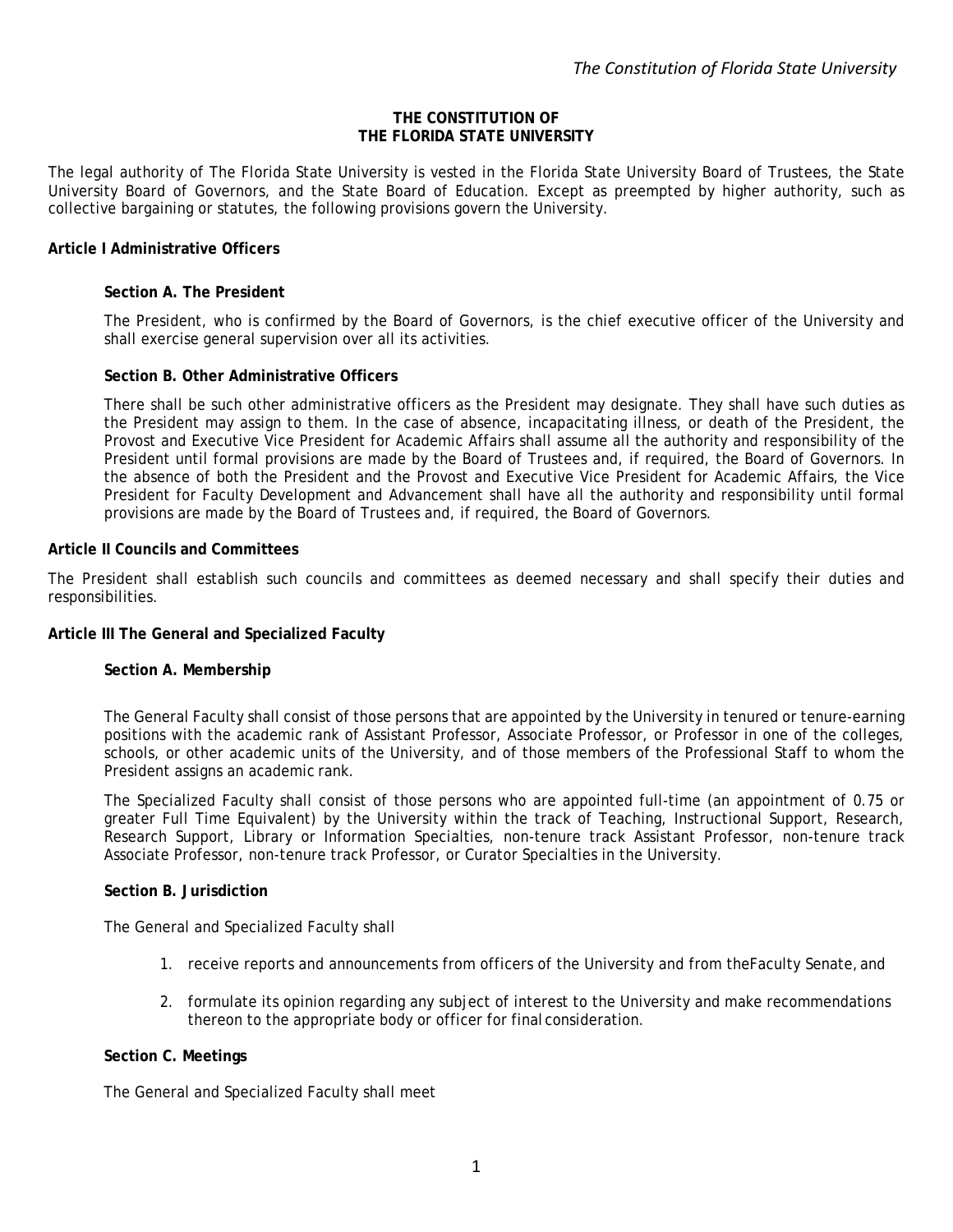# THE CONSTITUTION OF THE FLORIDA STATE UNIVERSITY

The legal authority of The Florida State University is vested in the Florida State University Board of Trustees, the State University Board of Governors, and the State Board of Education. Except as preempted by higher authority, such as collective bargaining or statutes, the following provisions govern the University.

## Article I Administrative Officers

### Section A. The President

The President, who is confirmed by the Board of Governors, is the chief executive officer of the University and shall exercise general supervision over all its activities.

### Section B. Other Administrative Officers

There shall be such other administrative officers as the President may designate. They shall have such duties as the President may assign to them. In the case of absence, incapacitating illness, or death of the President, the Provost and Executive Vice President for Academic Affairs shall assume all the authority and responsibility of the President until formal provisions are made by the Board of Trustees and, if required, the Board of Governors. In the absence of both the President and the Provost and Executive Vice President for Academic Affairs, the Vice President for Faculty Development and Advancement shall have all the authority and responsibility until formal provisions are made by the Board of Trustees and, if required, the Board of Governors.

## Article II Councils and Committees

The President shall establish such councils and committees as deemed necessary and shall specify their duties and responsibilities.

## Article III The General and Specialized Faculty

### Section A. Membership

The General Faculty shall consist of those persons that are appointed by the University in tenured or tenure-earning positions with the academic rank of Assistant Professor, Associate Professor, or Professor in one of the colleges, schools, or other academic units of the University, and of those members of the Professional Staff to whom the President assigns an academic rank.

The Specialized Faculty shall consist of those persons who are appointed full-time (an appointment of 0.75 or greater Full Time Equivalent) by the University within the track of Teaching, Instructional Support, Research, Research Support, Library or Information Specialties, non-tenure track Assistant Professor, non-tenure track Associate Professor, non-tenure track Professor, or Curator Specialties in the University.

### Section B. Jurisdiction

The General and Specialized Faculty shall

1. receive reports and announcements from officers of the University and from theFaculty Senate, and
2. formulate its opinion regarding any subject of interest to the University and make recommendations thereon to the appropriate body or officer for final consideration.

### Section C. Meetings

The General and Specialized Faculty shall meet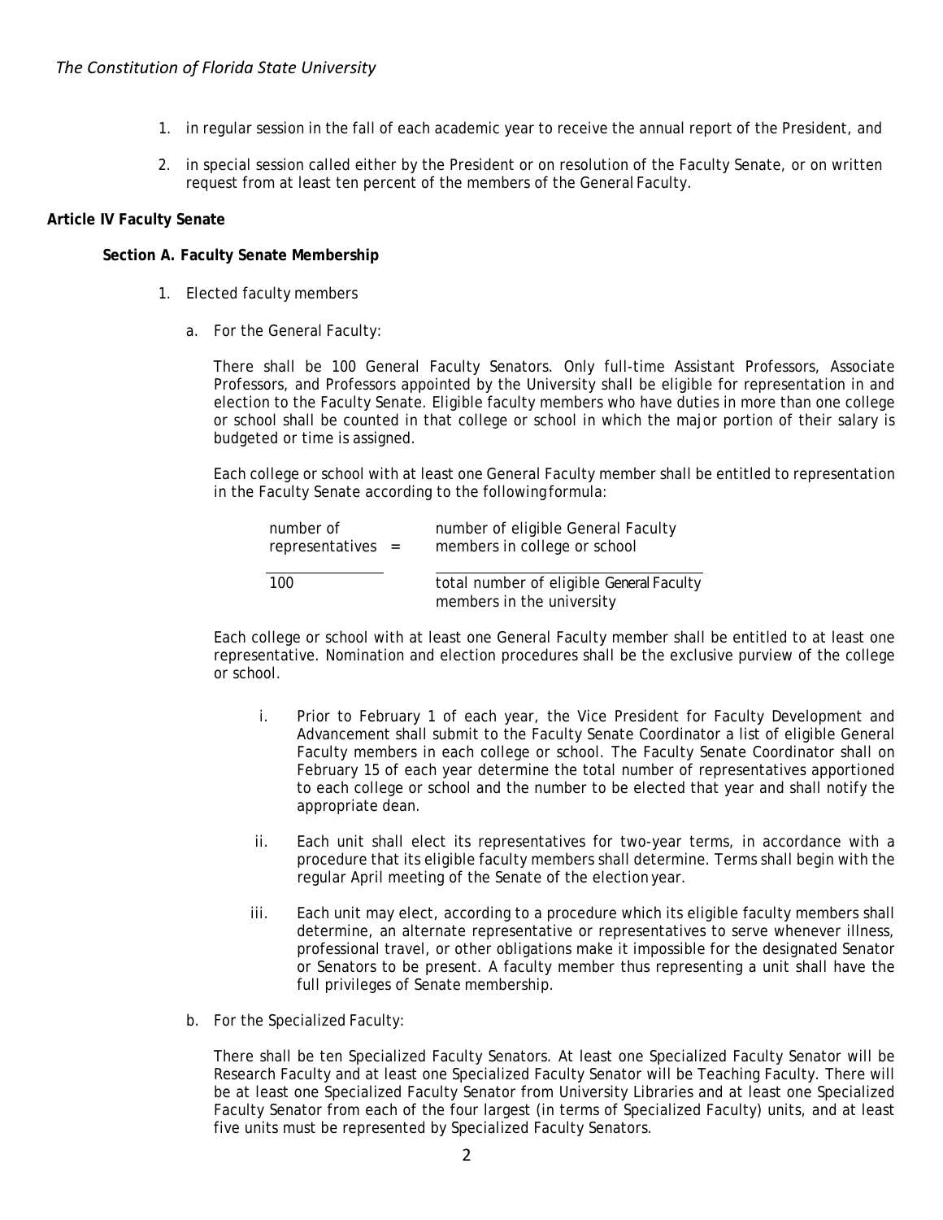1. in regular session in the fall of each academic year to receive the annual report of the President, and

2. in special session called either by the President or on resolution of the Faculty Senate, or on written request from at least ten percent of the members of the General Faculty.

**Article IV Faculty Senate**

**Section A. Faculty Senate Membership**

1. Elected faculty members

   a. For the General Faculty:

   There shall be 100 General Faculty Senators. Only full-time Assistant Professors, Associate Professors, and Professors appointed by the University shall be eligible for representation in and election to the Faculty Senate. Eligible faculty members who have duties in more than one college or school shall be counted in that college or school in which the major portion of their salary is budgeted or time is assigned.

   Each college or school with at least one General Faculty member shall be entitled to representation in the Faculty Senate according to the following formula:

   $$\frac{\text{number of representatives}}{100} = \frac{\text{number of eligible General Faculty members in college or school}}{\text{total number of eligible General Faculty members in the university}}$$

   Each college or school with at least one General Faculty member shall be entitled to at least one representative. Nomination and election procedures shall be the exclusive purview of the college or school.

   i. Prior to February 1 of each year, the Vice President for Faculty Development and Advancement shall submit to the Faculty Senate Coordinator a list of eligible General Faculty members in each college or school. The Faculty Senate Coordinator shall on February 15 of each year determine the total number of representatives apportioned to each college or school and the number to be elected that year and shall notify the appropriate dean.

   ii. Each unit shall elect its representatives for two-year terms, in accordance with a procedure that its eligible faculty members shall determine. Terms shall begin with the regular April meeting of the Senate of the election year.

   iii. Each unit may elect, according to a procedure which its eligible faculty members shall determine, an alternate representative or representatives to serve whenever illness, professional travel, or other obligations make it impossible for the designated Senator or Senators to be present. A faculty member thus representing a unit shall have the full privileges of Senate membership.

   b. For the Specialized Faculty:

   There shall be ten Specialized Faculty Senators. At least one Specialized Faculty Senator will be Research Faculty and at least one Specialized Faculty Senator will be Teaching Faculty. There will be at least one Specialized Faculty Senator from University Libraries and at least one Specialized Faculty Senator from each of the four largest (in terms of Specialized Faculty) units, and at least five units must be represented by Specialized Faculty Senators.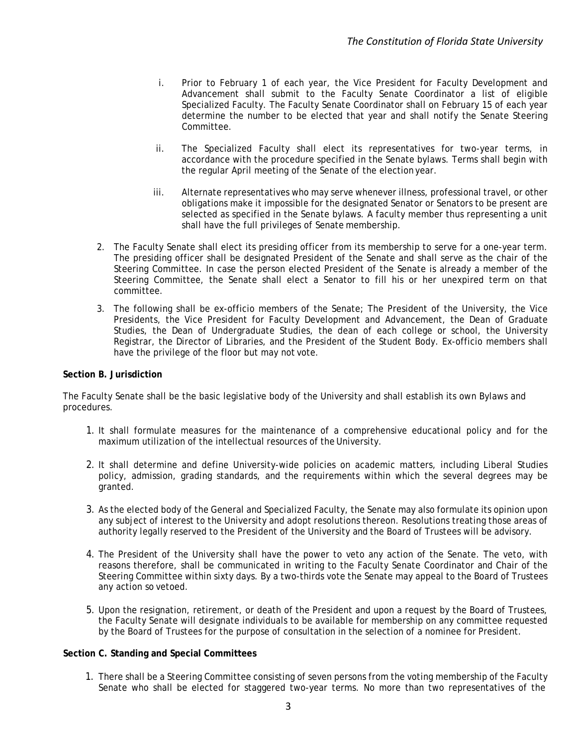i. Prior to February 1 of each year, the Vice President for Faculty Development and Advancement shall submit to the Faculty Senate Coordinator a list of eligible Specialized Faculty. The Faculty Senate Coordinator shall on February 15 of each year determine the number to be elected that year and shall notify the Senate Steering Committee.

   ii. The Specialized Faculty shall elect its representatives for two-year terms, in accordance with the procedure specified in the Senate bylaws. Terms shall begin with the regular April meeting of the Senate of the election year.

   iii. Alternate representatives who may serve whenever illness, professional travel, or other obligations make it impossible for the designated Senator or Senators to be present are selected as specified in the Senate bylaws. A faculty member thus representing a unit shall have the full privileges of Senate membership.

2. The Faculty Senate shall elect its presiding officer from its membership to serve for a one-year term. The presiding officer shall be designated President of the Senate and shall serve as the chair of the Steering Committee. In case the person elected President of the Senate is already a member of the Steering Committee, the Senate shall elect a Senator to fill his or her unexpired term on that committee.

3. The following shall be ex-officio members of the Senate; The President of the University, the Vice Presidents, the Vice President for Faculty Development and Advancement, the Dean of Graduate Studies, the Dean of Undergraduate Studies, the dean of each college or school, the University Registrar, the Director of Libraries, and the President of the Student Body. Ex-officio members shall have the privilege of the floor but may not vote.

**Section B. Jurisdiction**

The Faculty Senate shall be the basic legislative body of the University and shall establish its own Bylaws and procedures.

1. It shall formulate measures for the maintenance of a comprehensive educational policy and for the maximum utilization of the intellectual resources of the University.

2. It shall determine and define University-wide policies on academic matters, including Liberal Studies policy, admission, grading standards, and the requirements within which the several degrees may be granted.

3. As the elected body of the General and Specialized Faculty, the Senate may also formulate its opinion upon any subject of interest to the University and adopt resolutions thereon. Resolutions treating those areas of authority legally reserved to the President of the University and the Board of Trustees will be advisory.

4. The President of the University shall have the power to veto any action of the Senate. The veto, with reasons therefore, shall be communicated in writing to the Faculty Senate Coordinator and Chair of the Steering Committee within sixty days. By a two-thirds vote the Senate may appeal to the Board of Trustees any action so vetoed.

5. Upon the resignation, retirement, or death of the President and upon a request by the Board of Trustees, the Faculty Senate will designate individuals to be available for membership on any committee requested by the Board of Trustees for the purpose of consultation in the selection of a nominee for President.

**Section C. Standing and Special Committees**

1. There shall be a Steering Committee consisting of seven persons from the voting membership of the Faculty Senate who shall be elected for staggered two-year terms. No more than two representatives of the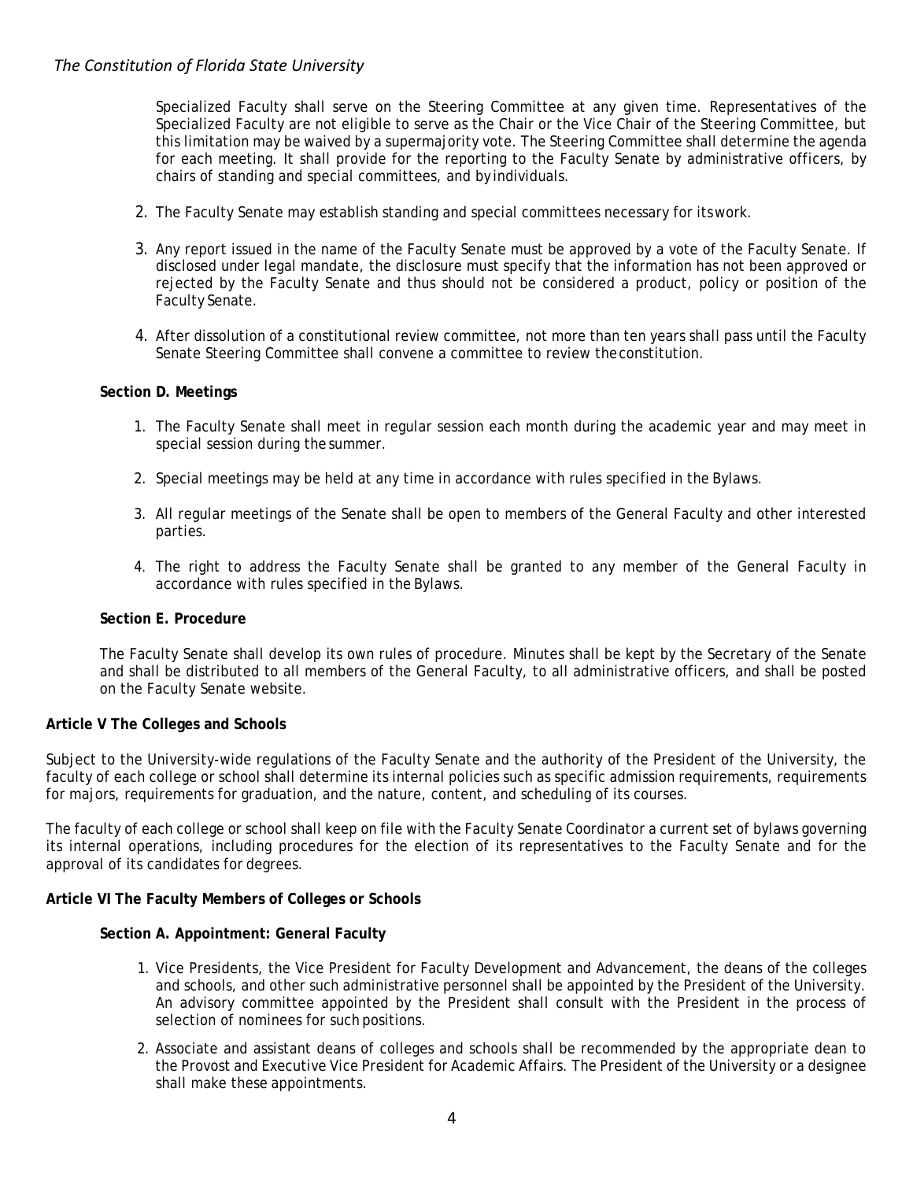Specialized Faculty shall serve on the Steering Committee at any given time. Representatives of the Specialized Faculty are not eligible to serve as the Chair or the Vice Chair of the Steering Committee, but this limitation may be waived by a supermajority vote. The Steering Committee shall determine the agenda for each meeting. It shall provide for the reporting to the Faculty Senate by administrative officers, by chairs of standing and special committees, and by individuals.

2. The Faculty Senate may establish standing and special committees necessary for its work.

3. Any report issued in the name of the Faculty Senate must be approved by a vote of the Faculty Senate. If disclosed under legal mandate, the disclosure must specify that the information has not been approved or rejected by the Faculty Senate and thus should not be considered a product, policy or position of the Faculty Senate.

4. After dissolution of a constitutional review committee, not more than ten years shall pass until the Faculty Senate Steering Committee shall convene a committee to review the constitution.

**Section D. Meetings**

1. The Faculty Senate shall meet in regular session each month during the academic year and may meet in special session during the summer.

2. Special meetings may be held at any time in accordance with rules specified in the Bylaws.

3. All regular meetings of the Senate shall be open to members of the General Faculty and other interested parties.

4. The right to address the Faculty Senate shall be granted to any member of the General Faculty in accordance with rules specified in the Bylaws.

**Section E. Procedure**

The Faculty Senate shall develop its own rules of procedure. Minutes shall be kept by the Secretary of the Senate and shall be distributed to all members of the General Faculty, to all administrative officers, and shall be posted on the Faculty Senate website.

**Article V The Colleges and Schools**

Subject to the University-wide regulations of the Faculty Senate and the authority of the President of the University, the faculty of each college or school shall determine its internal policies such as specific admission requirements, requirements for majors, requirements for graduation, and the nature, content, and scheduling of its courses.

The faculty of each college or school shall keep on file with the Faculty Senate Coordinator a current set of bylaws governing its internal operations, including procedures for the election of its representatives to the Faculty Senate and for the approval of its candidates for degrees.

**Article VI The Faculty Members of Colleges or Schools**

**Section A. Appointment: General Faculty**

1. Vice Presidents, the Vice President for Faculty Development and Advancement, the deans of the colleges and schools, and other such administrative personnel shall be appointed by the President of the University. An advisory committee appointed by the President shall consult with the President in the process of selection of nominees for such positions.

2. Associate and assistant deans of colleges and schools shall be recommended by the appropriate dean to the Provost and Executive Vice President for Academic Affairs. The President of the University or a designee shall make these appointments.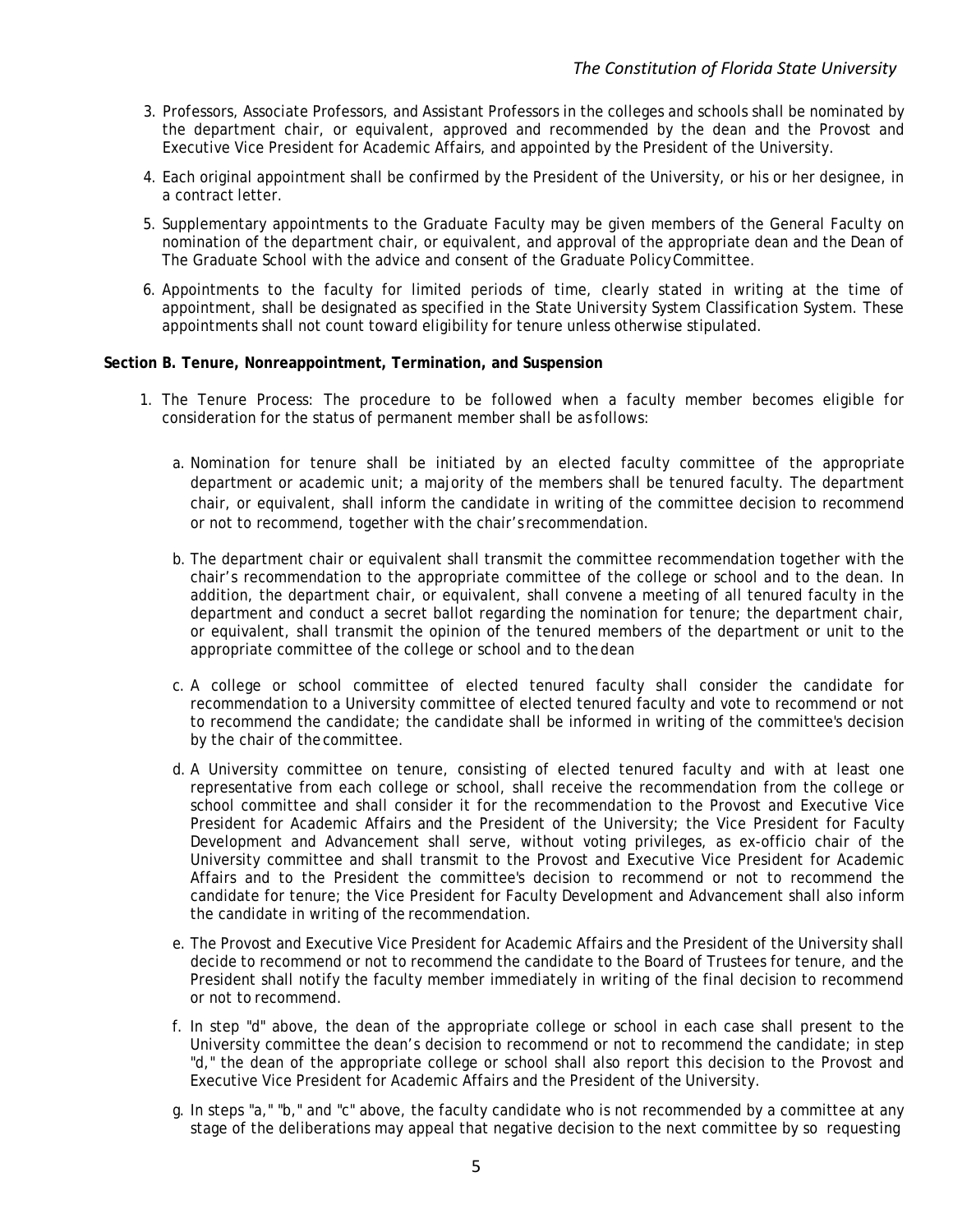3. Professors, Associate Professors, and Assistant Professors in the colleges and schools shall be nominated by the department chair, or equivalent, approved and recommended by the dean and the Provost and Executive Vice President for Academic Affairs, and appointed by the President of the University.

4. Each original appointment shall be confirmed by the President of the University, or his or her designee, in a contract letter.

5. Supplementary appointments to the Graduate Faculty may be given members of the General Faculty on nomination of the department chair, or equivalent, and approval of the appropriate dean and the Dean of The Graduate School with the advice and consent of the Graduate Policy Committee.

6. Appointments to the faculty for limited periods of time, clearly stated in writing at the time of appointment, shall be designated as specified in the State University System Classification System. These appointments shall not count toward eligibility for tenure unless otherwise stipulated.

**Section B. Tenure, Nonreappointment, Termination, and Suspension**

1. The Tenure Process: The procedure to be followed when a faculty member becomes eligible for consideration for the status of permanent member shall be as follows:

   a. Nomination for tenure shall be initiated by an elected faculty committee of the appropriate department or academic unit; a majority of the members shall be tenured faculty. The department chair, or equivalent, shall inform the candidate in writing of the committee decision to recommend or not to recommend, together with the chair's recommendation.

   b. The department chair or equivalent shall transmit the committee recommendation together with the chair's recommendation to the appropriate committee of the college or school and to the dean. In addition, the department chair, or equivalent, shall convene a meeting of all tenured faculty in the department and conduct a secret ballot regarding the nomination for tenure; the department chair, or equivalent, shall transmit the opinion of the tenured members of the department or unit to the appropriate committee of the college or school and to the dean

   c. A college or school committee of elected tenured faculty shall consider the candidate for recommendation to a University committee of elected tenured faculty and vote to recommend or not to recommend the candidate; the candidate shall be informed in writing of the committee's decision by the chair of the committee.

   d. A University committee on tenure, consisting of elected tenured faculty and with at least one representative from each college or school, shall receive the recommendation from the college or school committee and shall consider it for the recommendation to the Provost and Executive Vice President for Academic Affairs and the President of the University; the Vice President for Faculty Development and Advancement shall serve, without voting privileges, as ex-officio chair of the University committee and shall transmit to the Provost and Executive Vice President for Academic Affairs and to the President the committee's decision to recommend or not to recommend the candidate for tenure; the Vice President for Faculty Development and Advancement shall also inform the candidate in writing of the recommendation.

   e. The Provost and Executive Vice President for Academic Affairs and the President of the University shall decide to recommend or not to recommend the candidate to the Board of Trustees for tenure, and the President shall notify the faculty member immediately in writing of the final decision to recommend or not to recommend.

   f. In step "d" above, the dean of the appropriate college or school in each case shall present to the University committee the dean's decision to recommend or not to recommend the candidate; in step "d," the dean of the appropriate college or school shall also report this decision to the Provost and Executive Vice President for Academic Affairs and the President of the University.

   g. In steps "a," "b," and "c" above, the faculty candidate who is not recommended by a committee at any stage of the deliberations may appeal that negative decision to the next committee by so requesting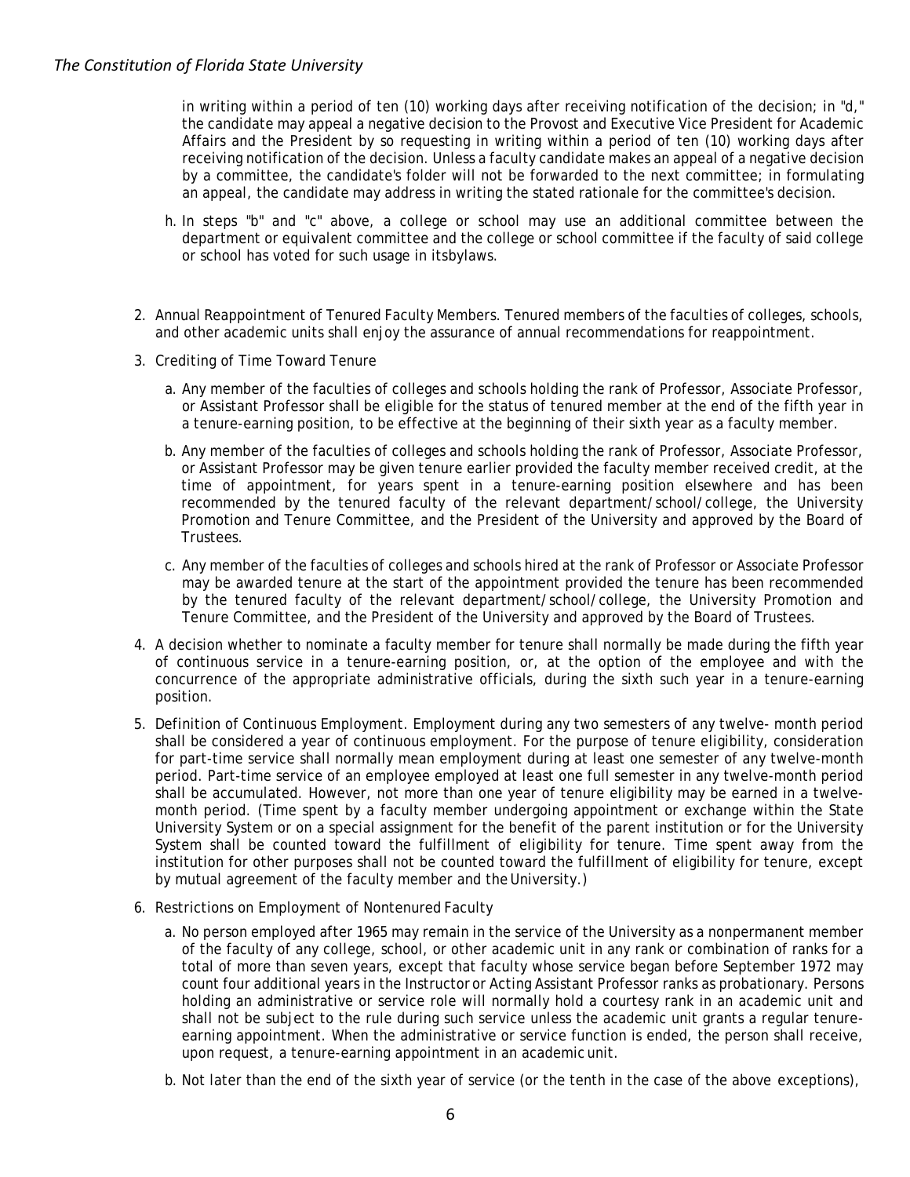in writing within a period of ten (10) working days after receiving notification of the decision; in "d," the candidate may appeal a negative decision to the Provost and Executive Vice President for Academic Affairs and the President by so requesting in writing within a period of ten (10) working days after receiving notification of the decision. Unless a faculty candidate makes an appeal of a negative decision by a committee, the candidate's folder will not be forwarded to the next committee; in formulating an appeal, the candidate may address in writing the stated rationale for the committee's decision.

h. In steps "b" and "c" above, a college or school may use an additional committee between the department or equivalent committee and the college or school committee if the faculty of said college or school has voted for such usage in itsbylaws.

2. Annual Reappointment of Tenured Faculty Members. Tenured members of the faculties of colleges, schools, and other academic units shall enjoy the assurance of annual recommendations for reappointment.

3. Crediting of Time Toward Tenure

   a. Any member of the faculties of colleges and schools holding the rank of Professor, Associate Professor, or Assistant Professor shall be eligible for the status of tenured member at the end of the fifth year in a tenure-earning position, to be effective at the beginning of their sixth year as a faculty member.

   b. Any member of the faculties of colleges and schools holding the rank of Professor, Associate Professor, or Assistant Professor may be given tenure earlier provided the faculty member received credit, at the time of appointment, for years spent in a tenure-earning position elsewhere and has been recommended by the tenured faculty of the relevant department/school/college, the University Promotion and Tenure Committee, and the President of the University and approved by the Board of Trustees.

   c. Any member of the faculties of colleges and schools hired at the rank of Professor or Associate Professor may be awarded tenure at the start of the appointment provided the tenure has been recommended by the tenured faculty of the relevant department/school/college, the University Promotion and Tenure Committee, and the President of the University and approved by the Board of Trustees.

4. A decision whether to nominate a faculty member for tenure shall normally be made during the fifth year of continuous service in a tenure-earning position, or, at the option of the employee and with the concurrence of the appropriate administrative officials, during the sixth such year in a tenure-earning position.

5. Definition of Continuous Employment. Employment during any two semesters of any twelve- month period shall be considered a year of continuous employment. For the purpose of tenure eligibility, consideration for part-time service shall normally mean employment during at least one semester of any twelve-month period. Part-time service of an employee employed at least one full semester in any twelve-month period shall be accumulated. However, not more than one year of tenure eligibility may be earned in a twelve-month period. (Time spent by a faculty member undergoing appointment or exchange within the State University System or on a special assignment for the benefit of the parent institution or for the University System shall be counted toward the fulfillment of eligibility for tenure. Time spent away from the institution for other purposes shall not be counted toward the fulfillment of eligibility for tenure, except by mutual agreement of the faculty member and the University.)

6. Restrictions on Employment of Nontenured Faculty

   a. No person employed after 1965 may remain in the service of the University as a nonpermanent member of the faculty of any college, school, or other academic unit in any rank or combination of ranks for a total of more than seven years, except that faculty whose service began before September 1972 may count four additional years in the Instructor or Acting Assistant Professor ranks as probationary. Persons holding an administrative or service role will normally hold a courtesy rank in an academic unit and shall not be subject to the rule during such service unless the academic unit grants a regular tenure-earning appointment. When the administrative or service function is ended, the person shall receive, upon request, a tenure-earning appointment in an academic unit.

   b. Not later than the end of the sixth year of service (or the tenth in the case of the above exceptions),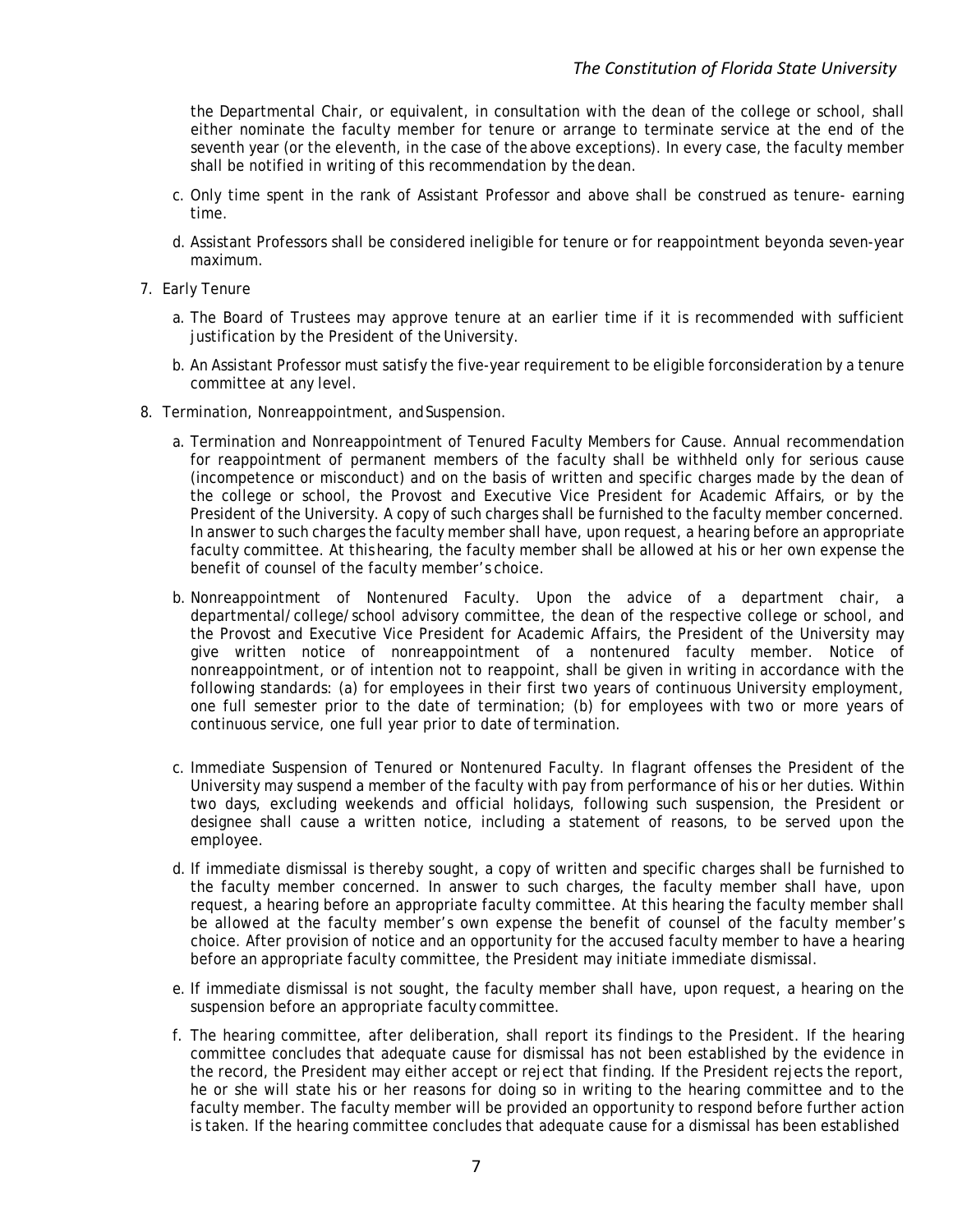the Departmental Chair, or equivalent, in consultation with the dean of the college or school, shall either nominate the faculty member for tenure or arrange to terminate service at the end of the seventh year (or the eleventh, in the case of the above exceptions). In every case, the faculty member shall be notified in writing of this recommendation by the dean.

   c. Only time spent in the rank of Assistant Professor and above shall be construed as tenure- earning time.

   d. Assistant Professors shall be considered ineligible for tenure or for reappointment beyonda seven-year maximum.

7. Early Tenure

   a. The Board of Trustees may approve tenure at an earlier time if it is recommended with sufficient justification by the President of the University.

   b. An Assistant Professor must satisfy the five-year requirement to be eligible forconsideration by a tenure committee at any level.

8. Termination, Nonreappointment, and Suspension.

   a. Termination and Nonreappointment of Tenured Faculty Members for Cause. Annual recommendation for reappointment of permanent members of the faculty shall be withheld only for serious cause (incompetence or misconduct) and on the basis of written and specific charges made by the dean of the college or school, the Provost and Executive Vice President for Academic Affairs, or by the President of the University. A copy of such charges shall be furnished to the faculty member concerned. In answer to such charges the faculty member shall have, upon request, a hearing before an appropriate faculty committee. At this hearing, the faculty member shall be allowed at his or her own expense the benefit of counsel of the faculty member's choice.

   b. Nonreappointment of Nontenured Faculty. Upon the advice of a department chair, a departmental/college/school advisory committee, the dean of the respective college or school, and the Provost and Executive Vice President for Academic Affairs, the President of the University may give written notice of nonreappointment of a nontenured faculty member. Notice of nonreappointment, or of intention not to reappoint, shall be given in writing in accordance with the following standards: (a) for employees in their first two years of continuous University employment, one full semester prior to the date of termination; (b) for employees with two or more years of continuous service, one full year prior to date of termination.

   c. Immediate Suspension of Tenured or Nontenured Faculty. In flagrant offenses the President of the University may suspend a member of the faculty with pay from performance of his or her duties. Within two days, excluding weekends and official holidays, following such suspension, the President or designee shall cause a written notice, including a statement of reasons, to be served upon the employee.

   d. If immediate dismissal is thereby sought, a copy of written and specific charges shall be furnished to the faculty member concerned. In answer to such charges, the faculty member shall have, upon request, a hearing before an appropriate faculty committee. At this hearing the faculty member shall be allowed at the faculty member's own expense the benefit of counsel of the faculty member's choice. After provision of notice and an opportunity for the accused faculty member to have a hearing before an appropriate faculty committee, the President may initiate immediate dismissal.

   e. If immediate dismissal is not sought, the faculty member shall have, upon request, a hearing on the suspension before an appropriate faculty committee.

   f. The hearing committee, after deliberation, shall report its findings to the President. If the hearing committee concludes that adequate cause for dismissal has not been established by the evidence in the record, the President may either accept or reject that finding. If the President rejects the report, he or she will state his or her reasons for doing so in writing to the hearing committee and to the faculty member. The faculty member will be provided an opportunity to respond before further action is taken. If the hearing committee concludes that adequate cause for a dismissal has been established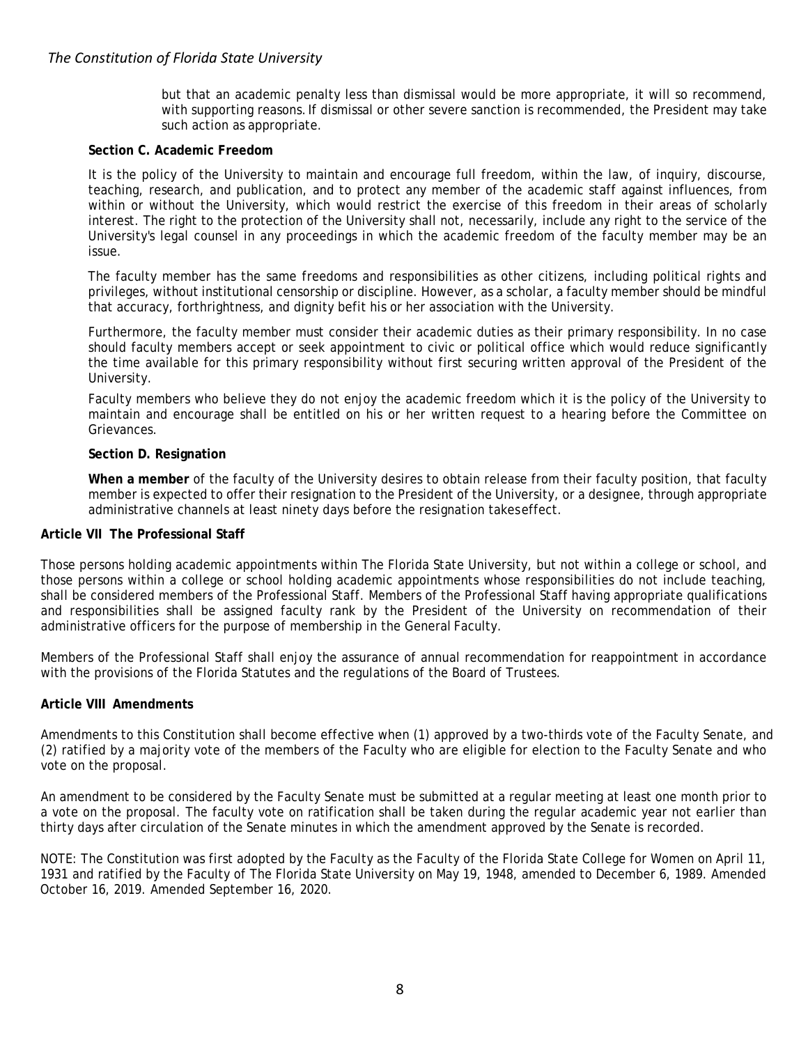but that an academic penalty less than dismissal would be more appropriate, it will so recommend, with supporting reasons. If dismissal or other severe sanction is recommended, the President may take such action as appropriate.

**Section C. Academic Freedom**

It is the policy of the University to maintain and encourage full freedom, within the law, of inquiry, discourse, teaching, research, and publication, and to protect any member of the academic staff against influences, from within or without the University, which would restrict the exercise of this freedom in their areas of scholarly interest. The right to the protection of the University shall not, necessarily, include any right to the service of the University's legal counsel in any proceedings in which the academic freedom of the faculty member may be an issue.

The faculty member has the same freedoms and responsibilities as other citizens, including political rights and privileges, without institutional censorship or discipline. However, as a scholar, a faculty member should be mindful that accuracy, forthrightness, and dignity befit his or her association with the University.

Furthermore, the faculty member must consider their academic duties as their primary responsibility. In no case should faculty members accept or seek appointment to civic or political office which would reduce significantly the time available for this primary responsibility without first securing written approval of the President of the University.

Faculty members who believe they do not enjoy the academic freedom which it is the policy of the University to maintain and encourage shall be entitled on his or her written request to a hearing before the Committee on Grievances.

**Section D. Resignation**

**When a member** of the faculty of the University desires to obtain release from their faculty position, that faculty member is expected to offer their resignation to the President of the University, or a designee, through appropriate administrative channels at least ninety days before the resignation takeseffect.

**Article VII The Professional Staff**

Those persons holding academic appointments within The Florida State University, but not within a college or school, and those persons within a college or school holding academic appointments whose responsibilities do not include teaching, shall be considered members of the Professional Staff. Members of the Professional Staff having appropriate qualifications and responsibilities shall be assigned faculty rank by the President of the University on recommendation of their administrative officers for the purpose of membership in the General Faculty.

Members of the Professional Staff shall enjoy the assurance of annual recommendation for reappointment in accordance with the provisions of the Florida Statutes and the regulations of the Board of Trustees.

**Article VIII Amendments**

Amendments to this Constitution shall become effective when (1) approved by a two-thirds vote of the Faculty Senate, and (2) ratified by a majority vote of the members of the Faculty who are eligible for election to the Faculty Senate and who vote on the proposal.

An amendment to be considered by the Faculty Senate must be submitted at a regular meeting at least one month prior to a vote on the proposal. The faculty vote on ratification shall be taken during the regular academic year not earlier than thirty days after circulation of the Senate minutes in which the amendment approved by the Senate is recorded.

NOTE: The Constitution was first adopted by the Faculty as the Faculty of the Florida State College for Women on April 11, 1931 and ratified by the Faculty of The Florida State University on May 19, 1948, amended to December 6, 1989. Amended October 16, 2019. Amended September 16, 2020.